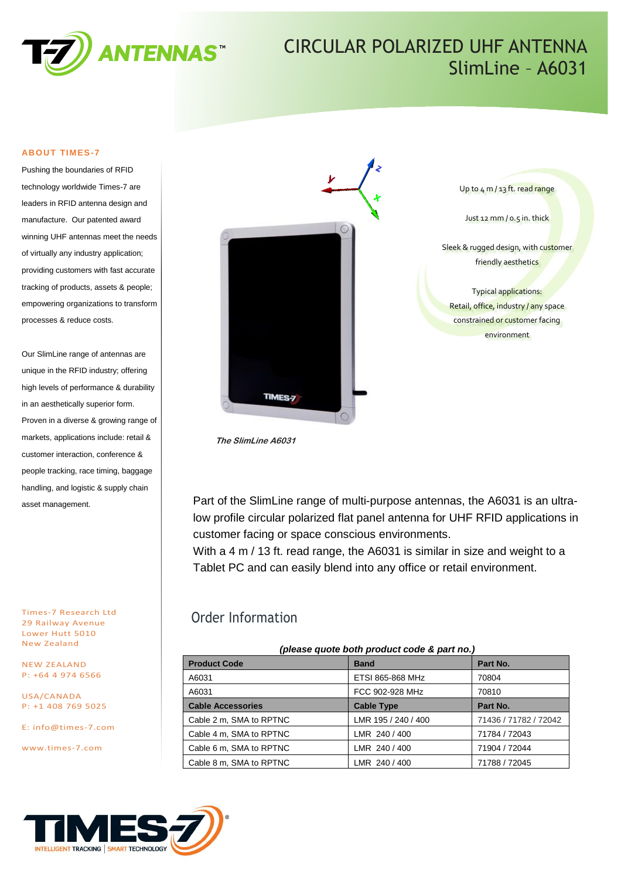# CIRCULAR POLARIZED UHF ANTENNA
## SlimLine – A6031

### ABOUT TIMES-7

Pushing the boundaries of RFID technology worldwide Times-7 are leaders in RFID antenna design and manufacture. Our patented award winning UHF antennas meet the needs of virtually any industry application; providing customers with fast accurate tracking of products, assets & people; empowering organizations to transform processes & reduce costs.

Our SlimLine range of antennas are unique in the RFID industry; offering high levels of performance & durability in an aesthetically superior form. Proven in a diverse & growing range of markets, applications include: retail & customer interaction, conference & people tracking, race timing, baggage handling, and logistic & supply chain asset management.

Times-7 Research Ltd
29 Railway Avenue
Lower Hutt 5010
New Zealand

NEW ZEALAND
P: +64 4 974 6566

USA/CANADA
P: +1 408 769 5025

E: info@times-7.com

www.times-7.com

*The SlimLine A6031*

Up to 4 m / 13 ft. read range

Just 12 mm / 0.5 in. thick

Sleek & rugged design, with customer friendly aesthetics

Typical applications:
Retail, office, industry / any space constrained or customer facing environment

Part of the SlimLine range of multi-purpose antennas, the A6031 is an ultra-low profile circular polarized flat panel antenna for UHF RFID applications in customer facing or space conscious environments.
With a 4 m / 13 ft. read range, the A6031 is similar in size and weight to a Tablet PC and can easily blend into any office or retail environment.

## Order Information

***(please quote both product code & part no.)***

| Product Code | Band | Part No. |
|---|---|---|
| A6031 | ETSI 865-868 MHz | 70804 |
| A6031 | FCC 902-928 MHz | 70810 |
| **Cable Accessories** | **Cable Type** | **Part No.** |
| Cable 2 m, SMA to RPTNC | LMR 195 / 240 / 400 | 71436 / 71782 / 72042 |
| Cable 4 m, SMA to RPTNC | LMR 240 / 400 | 71784 / 72043 |
| Cable 6 m, SMA to RPTNC | LMR 240 / 400 | 71904 / 72044 |
| Cable 8 m, SMA to RPTNC | LMR 240 / 400 | 71788 / 72045 |

TIMES-7 INTELLIGENT TRACKING | SMART TECHNOLOGY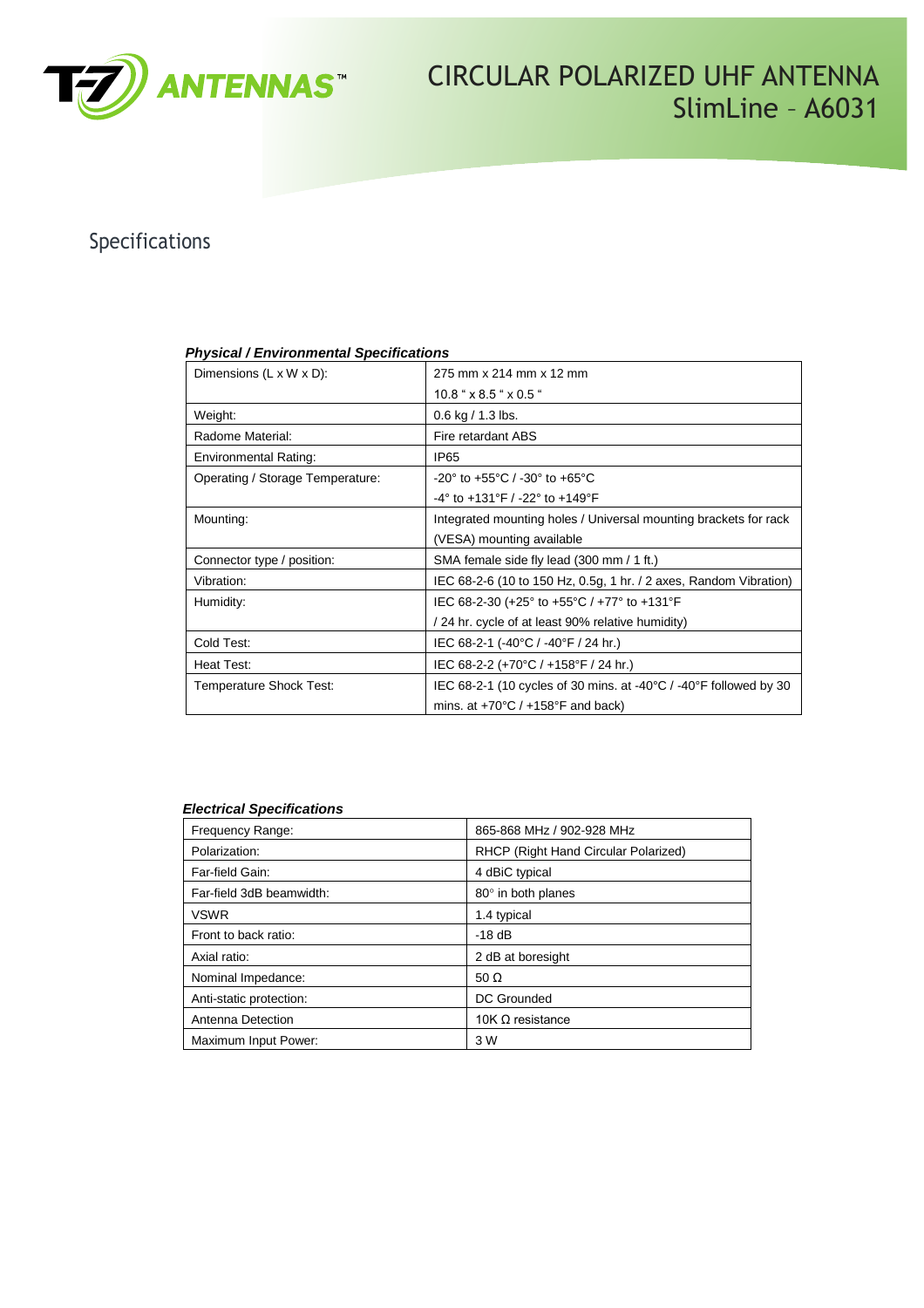# CIRCULAR POLARIZED UHF ANTENNA
## SlimLine – A6031

## Specifications

***Physical / Environmental Specifications***

| | |
|---|---|
| Dimensions (L x W x D): | 275 mm x 214 mm x 12 mm<br>10.8 " x 8.5 " x 0.5 " |
| Weight: | 0.6 kg / 1.3 lbs. |
| Radome Material: | Fire retardant ABS |
| Environmental Rating: | IP65 |
| Operating / Storage Temperature: | -20° to +55°C / -30° to +65°C<br>-4° to +131°F / -22° to +149°F |
| Mounting: | Integrated mounting holes / Universal mounting brackets for rack (VESA) mounting available |
| Connector type / position: | SMA female side fly lead (300 mm / 1 ft.) |
| Vibration: | IEC 68-2-6 (10 to 150 Hz, 0.5g, 1 hr. / 2 axes, Random Vibration) |
| Humidity: | IEC 68-2-30 (+25° to +55°C / +77° to +131°F / 24 hr. cycle of at least 90% relative humidity) |
| Cold Test: | IEC 68-2-1 (-40°C / -40°F / 24 hr.) |
| Heat Test: | IEC 68-2-2 (+70°C / +158°F / 24 hr.) |
| Temperature Shock Test: | IEC 68-2-1 (10 cycles of 30 mins. at -40°C / -40°F followed by 30 mins. at +70°C / +158°F and back) |

***Electrical Specifications***

| | |
|---|---|
| Frequency Range: | 865-868 MHz / 902-928 MHz |
| Polarization: | RHCP (Right Hand Circular Polarized) |
| Far-field Gain: | 4 dBiC typical |
| Far-field 3dB beamwidth: | 80° in both planes |
| VSWR | 1.4 typical |
| Front to back ratio: | -18 dB |
| Axial ratio: | 2 dB at boresight |
| Nominal Impedance: | 50 Ω |
| Anti-static protection: | DC Grounded |
| Antenna Detection | 10K Ω resistance |
| Maximum Input Power: | 3 W |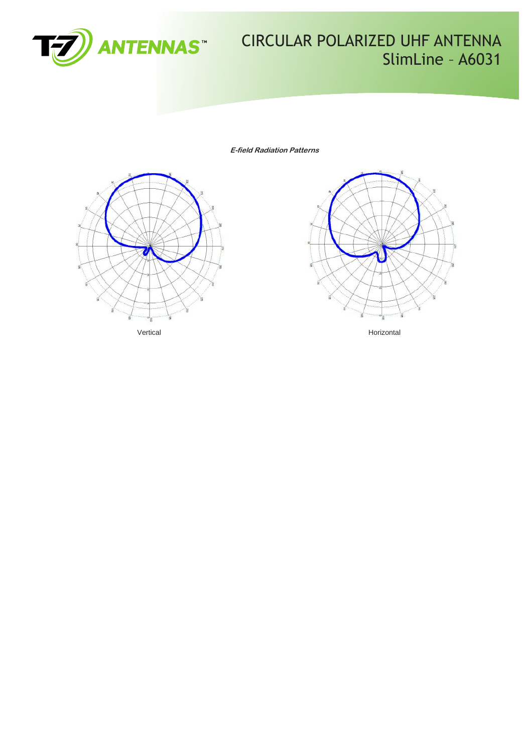# CIRCULAR POLARIZED UHF ANTENNA

## SlimLine – A6031

***E-field Radiation Patterns***

Vertical

Horizontal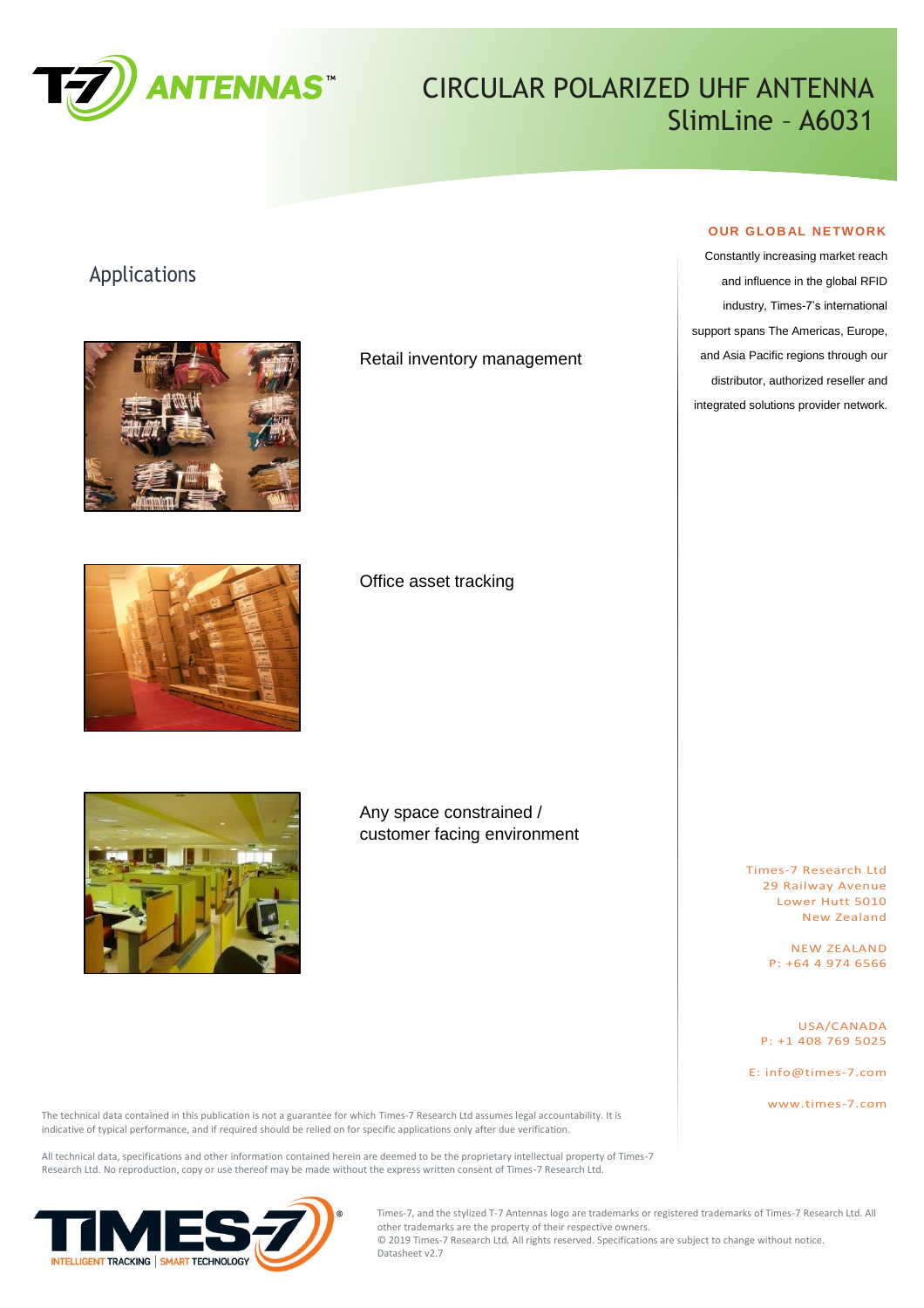# CIRCULAR POLARIZED UHF ANTENNA
## SlimLine – A6031

## Applications

Retail inventory management

Office asset tracking

Any space constrained / customer facing environment

**OUR GLOBAL NETWORK**

Constantly increasing market reach and influence in the global RFID industry, Times-7's international support spans The Americas, Europe, and Asia Pacific regions through our distributor, authorized reseller and integrated solutions provider network.

Times-7 Research Ltd
29 Railway Avenue
Lower Hutt 5010
New Zealand

NEW ZEALAND
P: +64 4 974 6566

USA/CANADA
P: +1 408 769 5025

E: info@times-7.com

www.times-7.com

The technical data contained in this publication is not a guarantee for which Times-7 Research Ltd assumes legal accountability. It is indicative of typical performance, and if required should be relied on for specific applications only after due verification.

All technical data, specifications and other information contained herein are deemed to be the proprietary intellectual property of Times-7 Research Ltd. No reproduction, copy or use thereof may be made without the express written consent of Times-7 Research Ltd.

TIMES-7 INTELLIGENT TRACKING | SMART TECHNOLOGY

Times-7, and the stylized T-7 Antennas logo are trademarks or registered trademarks of Times-7 Research Ltd. All other trademarks are the property of their respective owners.
© 2019 Times-7 Research Ltd. All rights reserved. Specifications are subject to change without notice.
Datasheet v2.7